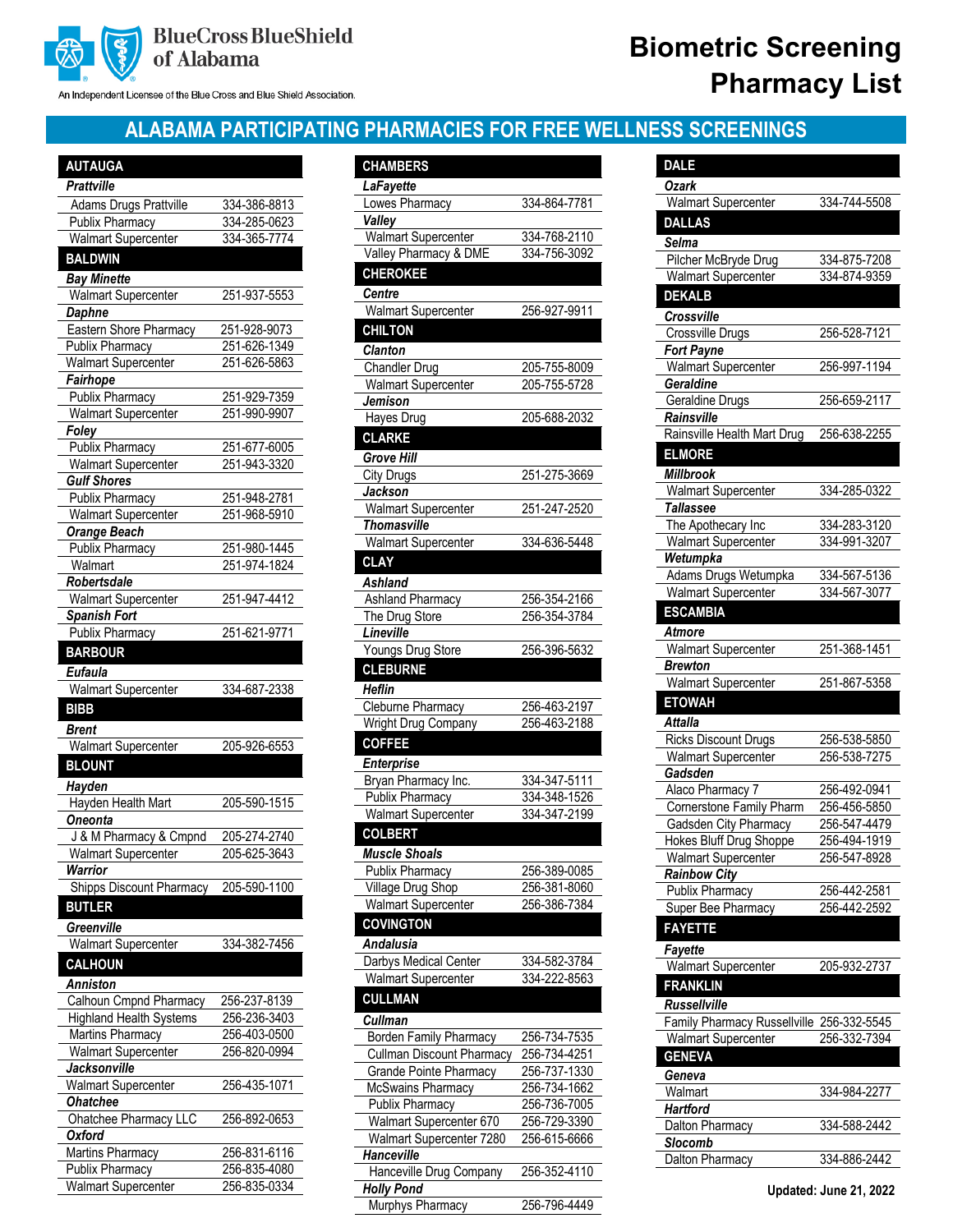BlueCross BlueShield of Alabama

An Independent Licensee of the Blue Cross and Blue Shield Association.

# Biometric Screening Pharmacy List

## ALABAMA PARTICIPATING PHARMACIES FOR FREE WELLNESS SCREENINGS

### AUTAUGA

***Prattville***

| | |
|---|---|
| Adams Drugs Prattville | 334-386-8813 |
| Publix Pharmacy | 334-285-0623 |
| Walmart Supercenter | 334-365-7774 |

### BALDWIN

***Bay Minette***

| | |
|---|---|
| Walmart Supercenter | 251-937-5553 |

***Daphne***

| | |
|---|---|
| Eastern Shore Pharmacy | 251-928-9073 |
| Publix Pharmacy | 251-626-1349 |
| Walmart Supercenter | 251-626-5863 |

***Fairhope***

| | |
|---|---|
| Publix Pharmacy | 251-929-7359 |
| Walmart Supercenter | 251-990-9907 |

***Foley***

| | |
|---|---|
| Publix Pharmacy | 251-677-6005 |
| Walmart Supercenter | 251-943-3320 |

***Gulf Shores***

| | |
|---|---|
| Publix Pharmacy | 251-948-2781 |
| Walmart Supercenter | 251-968-5910 |

***Orange Beach***

| | |
|---|---|
| Publix Pharmacy | 251-980-1445 |
| Walmart | 251-974-1824 |

***Robertsdale***

| | |
|---|---|
| Walmart Supercenter | 251-947-4412 |

***Spanish Fort***

| | |
|---|---|
| Publix Pharmacy | 251-621-9771 |

### BARBOUR

***Eufaula***

| | |
|---|---|
| Walmart Supercenter | 334-687-2338 |

### BIBB

***Brent***

| | |
|---|---|
| Walmart Supercenter | 205-926-6553 |

### BLOUNT

***Hayden***

| | |
|---|---|
| Hayden Health Mart | 205-590-1515 |

***Oneonta***

| | |
|---|---|
| J & M Pharmacy & Cmpnd | 205-274-2740 |
| Walmart Supercenter | 205-625-3643 |

***Warrior***

| | |
|---|---|
| Shipps Discount Pharmacy | 205-590-1100 |

### BUTLER

***Greenville***

| | |
|---|---|
| Walmart Supercenter | 334-382-7456 |

### CALHOUN

***Anniston***

| | |
|---|---|
| Calhoun Cmpnd Pharmacy | 256-237-8139 |
| Highland Health Systems | 256-236-3403 |
| Martins Pharmacy | 256-403-0500 |
| Walmart Supercenter | 256-820-0994 |

***Jacksonville***

| | |
|---|---|
| Walmart Supercenter | 256-435-1071 |

***Ohatchee***

| | |
|---|---|
| Ohatchee Pharmacy LLC | 256-892-0653 |

***Oxford***

| | |
|---|---|
| Martins Pharmacy | 256-831-6116 |
| Publix Pharmacy | 256-835-4080 |
| Walmart Supercenter | 256-835-0334 |

### CHAMBERS

***LaFayette***

| | |
|---|---|
| Lowes Pharmacy | 334-864-7781 |

***Valley***

| | |
|---|---|
| Walmart Supercenter | 334-768-2110 |
| Valley Pharmacy & DME | 334-756-3092 |

### CHEROKEE

***Centre***

| | |
|---|---|
| Walmart Supercenter | 256-927-9911 |

### CHILTON

***Clanton***

| | |
|---|---|
| Chandler Drug | 205-755-8009 |
| Walmart Supercenter | 205-755-5728 |

***Jemison***

| | |
|---|---|
| Hayes Drug | 205-688-2032 |

### CLARKE

***Grove Hill***

| | |
|---|---|
| City Drugs | 251-275-3669 |

***Jackson***

| | |
|---|---|
| Walmart Supercenter | 251-247-2520 |

***Thomasville***

| | |
|---|---|
| Walmart Supercenter | 334-636-5448 |

### CLAY

***Ashland***

| | |
|---|---|
| Ashland Pharmacy | 256-354-2166 |
| The Drug Store | 256-354-3784 |

***Lineville***

| | |
|---|---|
| Youngs Drug Store | 256-396-5632 |

### CLEBURNE

***Heflin***

| | |
|---|---|
| Cleburne Pharmacy | 256-463-2197 |
| Wright Drug Company | 256-463-2188 |

### COFFEE

***Enterprise***

| | |
|---|---|
| Bryan Pharmacy Inc. | 334-347-5111 |
| Publix Pharmacy | 334-348-1526 |
| Walmart Supercenter | 334-347-2199 |

### COLBERT

***Muscle Shoals***

| | |
|---|---|
| Publix Pharmacy | 256-389-0085 |
| Village Drug Shop | 256-381-8060 |
| Walmart Supercenter | 256-386-7384 |

### COVINGTON

***Andalusia***

| | |
|---|---|
| Darbys Medical Center | 334-582-3784 |
| Walmart Supercenter | 334-222-8563 |

### CULLMAN

***Cullman***

| | |
|---|---|
| Borden Family Pharmacy | 256-734-7535 |
| Cullman Discount Pharmacy | 256-734-4251 |
| Grande Pointe Pharmacy | 256-737-1330 |
| McSwains Pharmacy | 256-734-1662 |
| Publix Pharmacy | 256-736-7005 |
| Walmart Supercenter 670 | 256-729-3390 |
| Walmart Supercenter 7280 | 256-615-6666 |

***Hanceville***

| | |
|---|---|
| Hanceville Drug Company | 256-352-4110 |

***Holly Pond***

| | |
|---|---|
| Murphys Pharmacy | 256-796-4449 |

### DALE

***Ozark***

| | |
|---|---|
| Walmart Supercenter | 334-744-5508 |

### DALLAS

***Selma***

| | |
|---|---|
| Pilcher McBryde Drug | 334-875-7208 |
| Walmart Supercenter | 334-874-9359 |

### DEKALB

***Crossville***

| | |
|---|---|
| Crossville Drugs | 256-528-7121 |

***Fort Payne***

| | |
|---|---|
| Walmart Supercenter | 256-997-1194 |

***Geraldine***

| | |
|---|---|
| Geraldine Drugs | 256-659-2117 |

***Rainsville***

| | |
|---|---|
| Rainsville Health Mart Drug | 256-638-2255 |

### ELMORE

***Millbrook***

| | |
|---|---|
| Walmart Supercenter | 334-285-0322 |

***Tallassee***

| | |
|---|---|
| The Apothecary Inc | 334-283-3120 |
| Walmart Supercenter | 334-991-3207 |

***Wetumpka***

| | |
|---|---|
| Adams Drugs Wetumpka | 334-567-5136 |
| Walmart Supercenter | 334-567-3077 |

### ESCAMBIA

***Atmore***

| | |
|---|---|
| Walmart Supercenter | 251-368-1451 |

***Brewton***

| | |
|---|---|
| Walmart Supercenter | 251-867-5358 |

### ETOWAH

***Attalla***

| | |
|---|---|
| Ricks Discount Drugs | 256-538-5850 |
| Walmart Supercenter | 256-538-7275 |

***Gadsden***

| | |
|---|---|
| Alaco Pharmacy 7 | 256-492-0941 |
| Cornerstone Family Pharm | 256-456-5850 |
| Gadsden City Pharmacy | 256-547-4479 |
| Hokes Bluff Drug Shoppe | 256-494-1919 |
| Walmart Supercenter | 256-547-8928 |

***Rainbow City***

| | |
|---|---|
| Publix Pharmacy | 256-442-2581 |
| Super Bee Pharmacy | 256-442-2592 |

### FAYETTE

***Fayette***

| | |
|---|---|
| Walmart Supercenter | 205-932-2737 |

### FRANKLIN

***Russellville***

| | |
|---|---|
| Family Pharmacy Russellville | 256-332-5545 |
| Walmart Supercenter | 256-332-7394 |

### GENEVA

***Geneva***

| | |
|---|---|
| Walmart | 334-984-2277 |

***Hartford***

| | |
|---|---|
| Dalton Pharmacy | 334-588-2442 |

***Slocomb***

| | |
|---|---|
| Dalton Pharmacy | 334-886-2442 |

**Updated: June 21, 2022**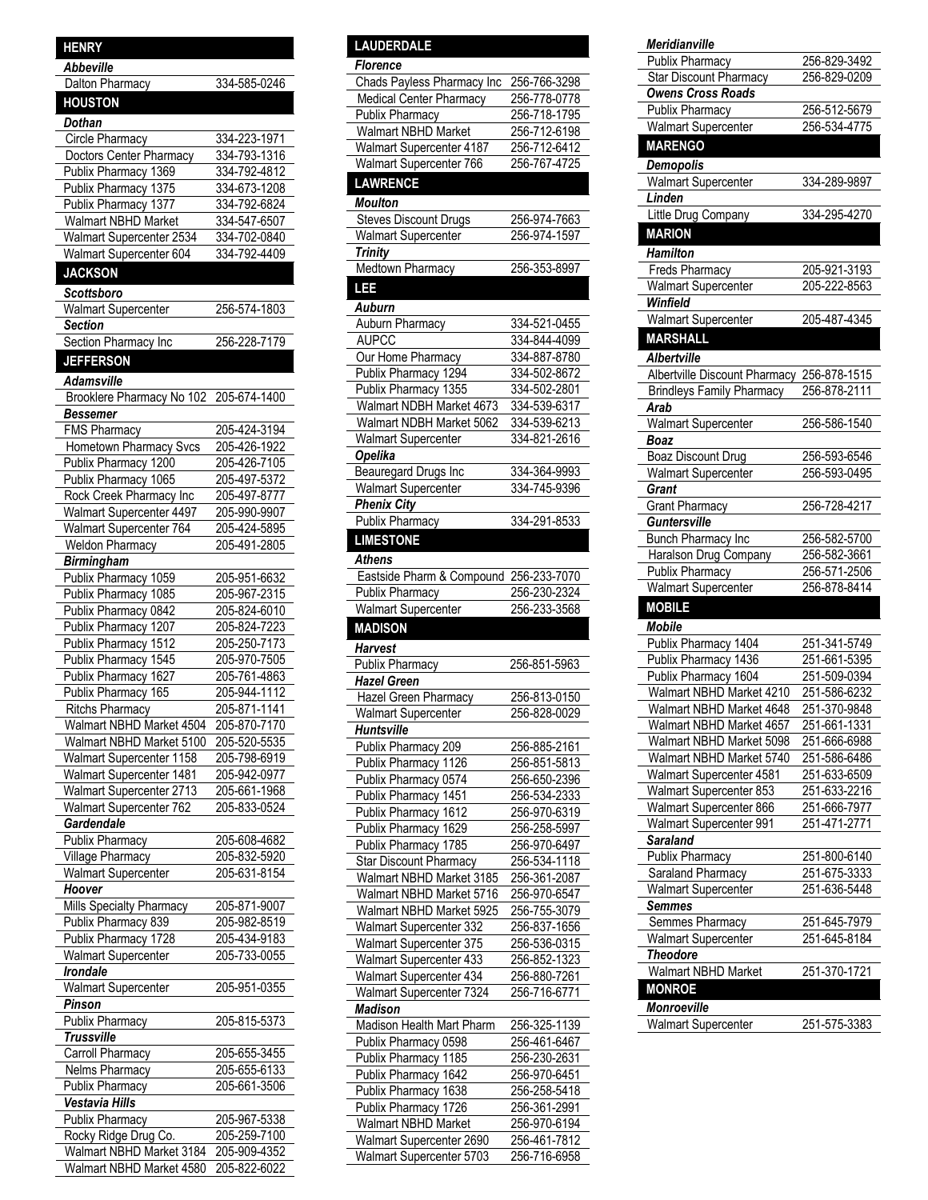## HENRY

### *Abbeville*

| | |
|---|---|
| Dalton Pharmacy | 334-585-0246 |

## HOUSTON

### *Dothan*

| | |
|---|---|
| Circle Pharmacy | 334-223-1971 |
| Doctors Center Pharmacy | 334-793-1316 |
| Publix Pharmacy 1369 | 334-792-4812 |
| Publix Pharmacy 1375 | 334-673-1208 |
| Publix Pharmacy 1377 | 334-792-6824 |
| Walmart NBHD Market | 334-547-6507 |
| Walmart Supercenter 2534 | 334-702-0840 |
| Walmart Supercenter 604 | 334-792-4409 |

## JACKSON

### *Scottsboro*

| | |
|---|---|
| Walmart Supercenter | 256-574-1803 |

### *Section*

| | |
|---|---|
| Section Pharmacy Inc | 256-228-7179 |

## JEFFERSON

### *Adamsville*

| | |
|---|---|
| Brooklere Pharmacy No 102 | 205-674-1400 |

### *Bessemer*

| | |
|---|---|
| FMS Pharmacy | 205-424-3194 |
| Hometown Pharmacy Svcs | 205-426-1922 |
| Publix Pharmacy 1200 | 205-426-7105 |
| Publix Pharmacy 1065 | 205-497-5372 |
| Rock Creek Pharmacy Inc | 205-497-8777 |
| Walmart Supercenter 4497 | 205-990-9907 |
| Walmart Supercenter 764 | 205-424-5895 |
| Weldon Pharmacy | 205-491-2805 |

### *Birmingham*

| | |
|---|---|
| Publix Pharmacy 1059 | 205-951-6632 |
| Publix Pharmacy 1085 | 205-967-2315 |
| Publix Pharmacy 0842 | 205-824-6010 |
| Publix Pharmacy 1207 | 205-824-7223 |
| Publix Pharmacy 1512 | 205-250-7173 |
| Publix Pharmacy 1545 | 205-970-7505 |
| Publix Pharmacy 1627 | 205-761-4863 |
| Publix Pharmacy 165 | 205-944-1112 |
| Ritchs Pharmacy | 205-871-1141 |
| Walmart NBHD Market 4504 | 205-870-7170 |
| Walmart NBHD Market 5100 | 205-520-5535 |
| Walmart Supercenter 1158 | 205-798-6919 |
| Walmart Supercenter 1481 | 205-942-0977 |
| Walmart Supercenter 2713 | 205-661-1968 |
| Walmart Supercenter 762 | 205-833-0524 |

### *Gardendale*

| | |
|---|---|
| Publix Pharmacy | 205-608-4682 |
| Village Pharmacy | 205-832-5920 |
| Walmart Supercenter | 205-631-8154 |

### *Hoover*

| | |
|---|---|
| Mills Specialty Pharmacy | 205-871-9007 |
| Publix Pharmacy 839 | 205-982-8519 |
| Publix Pharmacy 1728 | 205-434-9183 |
| Walmart Supercenter | 205-733-0055 |

### *Irondale*

| | |
|---|---|
| Walmart Supercenter | 205-951-0355 |

### *Pinson*

| | |
|---|---|
| Publix Pharmacy | 205-815-5373 |

### *Trussville*

| | |
|---|---|
| Carroll Pharmacy | 205-655-3455 |
| Nelms Pharmacy | 205-655-6133 |
| Publix Pharmacy | 205-661-3506 |

### *Vestavia Hills*

| | |
|---|---|
| Publix Pharmacy | 205-967-5338 |
| Rocky Ridge Drug Co. | 205-259-7100 |
| Walmart NBHD Market 3184 | 205-909-4352 |
| Walmart NBHD Market 4580 | 205-822-6022 |

## LAUDERDALE

### *Florence*

| | |
|---|---|
| Chads Payless Pharmacy Inc | 256-766-3298 |
| Medical Center Pharmacy | 256-778-0778 |
| Publix Pharmacy | 256-718-1795 |
| Walmart NBHD Market | 256-712-6198 |
| Walmart Supercenter 4187 | 256-712-6412 |
| Walmart Supercenter 766 | 256-767-4725 |

## LAWRENCE

### *Moulton*

| | |
|---|---|
| Steves Discount Drugs | 256-974-7663 |
| Walmart Supercenter | 256-974-1597 |

### *Trinity*

| | |
|---|---|
| Medtown Pharmacy | 256-353-8997 |

## LEE

### *Auburn*

| | |
|---|---|
| Auburn Pharmacy | 334-521-0455 |
| AUPCC | 334-844-4099 |
| Our Home Pharmacy | 334-887-8780 |
| Publix Pharmacy 1294 | 334-502-8672 |
| Publix Pharmacy 1355 | 334-502-2801 |
| Walmart NDBH Market 4673 | 334-539-6317 |
| Walmart NDBH Market 5062 | 334-539-6213 |
| Walmart Supercenter | 334-821-2616 |

### *Opelika*

| | |
|---|---|
| Beauregard Drugs Inc | 334-364-9993 |
| Walmart Supercenter | 334-745-9396 |

### *Phenix City*

| | |
|---|---|
| Publix Pharmacy | 334-291-8533 |

## LIMESTONE

### *Athens*

| | |
|---|---|
| Eastside Pharm & Compound | 256-233-7070 |
| Publix Pharmacy | 256-230-2324 |
| Walmart Supercenter | 256-233-3568 |

## MADISON

### *Harvest*

| | |
|---|---|
| Publix Pharmacy | 256-851-5963 |

### *Hazel Green*

| | |
|---|---|
| Hazel Green Pharmacy | 256-813-0150 |
| Walmart Supercenter | 256-828-0029 |

### *Huntsville*

| | |
|---|---|
| Publix Pharmacy 209 | 256-885-2161 |
| Publix Pharmacy 1126 | 256-851-5813 |
| Publix Pharmacy 0574 | 256-650-2396 |
| Publix Pharmacy 1451 | 256-534-2333 |
| Publix Pharmacy 1612 | 256-970-6319 |
| Publix Pharmacy 1629 | 256-258-5997 |
| Publix Pharmacy 1785 | 256-970-6497 |
| Star Discount Pharmacy | 256-534-1118 |
| Walmart NBHD Market 3185 | 256-361-2087 |
| Walmart NBHD Market 5716 | 256-970-6547 |
| Walmart NBHD Market 5925 | 256-755-3079 |
| Walmart Supercenter 332 | 256-837-1656 |
| Walmart Supercenter 375 | 256-536-0315 |
| Walmart Supercenter 433 | 256-852-1323 |
| Walmart Supercenter 434 | 256-880-7261 |
| Walmart Supercenter 7324 | 256-716-6771 |

### *Madison*

| | |
|---|---|
| Madison Health Mart Pharm | 256-325-1139 |
| Publix Pharmacy 0598 | 256-461-6467 |
| Publix Pharmacy 1185 | 256-230-2631 |
| Publix Pharmacy 1642 | 256-970-6451 |
| Publix Pharmacy 1638 | 256-258-5418 |
| Publix Pharmacy 1726 | 256-361-2991 |
| Walmart NBHD Market | 256-970-6194 |
| Walmart Supercenter 2690 | 256-461-7812 |
| Walmart Supercenter 5703 | 256-716-6958 |

### *Meridianville*

| | |
|---|---|
| Publix Pharmacy | 256-829-3492 |
| Star Discount Pharmacy | 256-829-0209 |

### *Owens Cross Roads*

| | |
|---|---|
| Publix Pharmacy | 256-512-5679 |
| Walmart Supercenter | 256-534-4775 |

## MARENGO

### *Demopolis*

| | |
|---|---|
| Walmart Supercenter | 334-289-9897 |

### *Linden*

| | |
|---|---|
| Little Drug Company | 334-295-4270 |

## MARION

### *Hamilton*

| | |
|---|---|
| Freds Pharmacy | 205-921-3193 |
| Walmart Supercenter | 205-222-8563 |

### *Winfield*

| | |
|---|---|
| Walmart Supercenter | 205-487-4345 |

## MARSHALL

### *Albertville*

| | |
|---|---|
| Albertville Discount Pharmacy | 256-878-1515 |
| Brindleys Family Pharmacy | 256-878-2111 |

### *Arab*

| | |
|---|---|
| Walmart Supercenter | 256-586-1540 |

### *Boaz*

| | |
|---|---|
| Boaz Discount Drug | 256-593-6546 |
| Walmart Supercenter | 256-593-0495 |

### *Grant*

| | |
|---|---|
| Grant Pharmacy | 256-728-4217 |

### *Guntersville*

| | |
|---|---|
| Bunch Pharmacy Inc | 256-582-5700 |
| Haralson Drug Company | 256-582-3661 |
| Publix Pharmacy | 256-571-2506 |
| Walmart Supercenter | 256-878-8414 |

## MOBILE

### *Mobile*

| | |
|---|---|
| Publix Pharmacy 1404 | 251-341-5749 |
| Publix Pharmacy 1436 | 251-661-5395 |
| Publix Pharmacy 1604 | 251-509-0394 |
| Walmart NBHD Market 4210 | 251-586-6232 |
| Walmart NBHD Market 4648 | 251-370-9848 |
| Walmart NBHD Market 4657 | 251-661-1331 |
| Walmart NBHD Market 5098 | 251-666-6988 |
| Walmart NBHD Market 5740 | 251-586-6486 |
| Walmart Supercenter 4581 | 251-633-6509 |
| Walmart Supercenter 853 | 251-633-2216 |
| Walmart Supercenter 866 | 251-666-7977 |
| Walmart Supercenter 991 | 251-471-2771 |

### *Saraland*

| | |
|---|---|
| Publix Pharmacy | 251-800-6140 |
| Saraland Pharmacy | 251-675-3333 |
| Walmart Supercenter | 251-636-5448 |

### *Semmes*

| | |
|---|---|
| Semmes Pharmacy | 251-645-7979 |
| Walmart Supercenter | 251-645-8184 |

### *Theodore*

| | |
|---|---|
| Walmart NBHD Market | 251-370-1721 |

## MONROE

### *Monroeville*

| | |
|---|---|
| Walmart Supercenter | 251-575-3383 |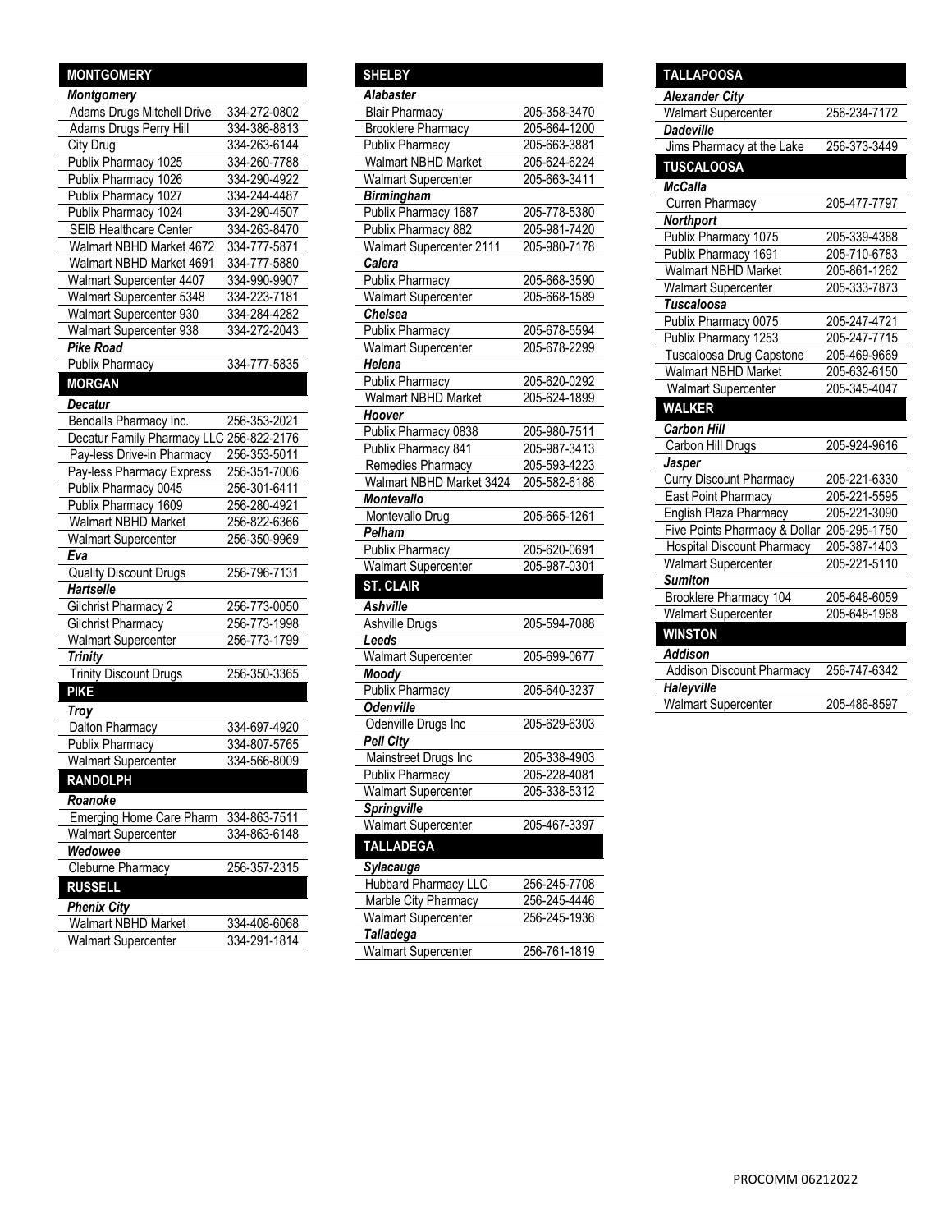## MONTGOMERY

### Montgomery

| | |
|---|---|
| Adams Drugs Mitchell Drive | 334-272-0802 |
| Adams Drugs Perry Hill | 334-386-8813 |
| City Drug | 334-263-6144 |
| Publix Pharmacy 1025 | 334-260-7788 |
| Publix Pharmacy 1026 | 334-290-4922 |
| Publix Pharmacy 1027 | 334-244-4487 |
| Publix Pharmacy 1024 | 334-290-4507 |
| SEIB Healthcare Center | 334-263-8470 |
| Walmart NBHD Market 4672 | 334-777-5871 |
| Walmart NBHD Market 4691 | 334-777-5880 |
| Walmart Supercenter 4407 | 334-990-9907 |
| Walmart Supercenter 5348 | 334-223-7181 |
| Walmart Supercenter 930 | 334-284-4282 |
| Walmart Supercenter 938 | 334-272-2043 |

### Pike Road

| | |
|---|---|
| Publix Pharmacy | 334-777-5835 |

## MORGAN

### Decatur

| | |
|---|---|
| Bendalls Pharmacy Inc. | 256-353-2021 |
| Decatur Family Pharmacy LLC | 256-822-2176 |
| Pay-less Drive-in Pharmacy | 256-353-5011 |
| Pay-less Pharmacy Express | 256-351-7006 |
| Publix Pharmacy 0045 | 256-301-6411 |
| Publix Pharmacy 1609 | 256-280-4921 |
| Walmart NBHD Market | 256-822-6366 |
| Walmart Supercenter | 256-350-9969 |

### Eva

| | |
|---|---|
| Quality Discount Drugs | 256-796-7131 |

### Hartselle

| | |
|---|---|
| Gilchrist Pharmacy 2 | 256-773-0050 |
| Gilchrist Pharmacy | 256-773-1998 |
| Walmart Supercenter | 256-773-1799 |

### Trinity

| | |
|---|---|
| Trinity Discount Drugs | 256-350-3365 |

## PIKE

### Troy

| | |
|---|---|
| Dalton Pharmacy | 334-697-4920 |
| Publix Pharmacy | 334-807-5765 |
| Walmart Supercenter | 334-566-8009 |

## RANDOLPH

### Roanoke

| | |
|---|---|
| Emerging Home Care Pharm | 334-863-7511 |
| Walmart Supercenter | 334-863-6148 |

### Wedowee

| | |
|---|---|
| Cleburne Pharmacy | 256-357-2315 |

## RUSSELL

### Phenix City

| | |
|---|---|
| Walmart NBHD Market | 334-408-6068 |
| Walmart Supercenter | 334-291-1814 |

## SHELBY

### Alabaster

| | |
|---|---|
| Blair Pharmacy | 205-358-3470 |
| Brooklere Pharmacy | 205-664-1200 |
| Publix Pharmacy | 205-663-3881 |
| Walmart NBHD Market | 205-624-6224 |
| Walmart Supercenter | 205-663-3411 |

### Birmingham

| | |
|---|---|
| Publix Pharmacy 1687 | 205-778-5380 |
| Publix Pharmacy 882 | 205-981-7420 |
| Walmart Supercenter 2111 | 205-980-7178 |

### Calera

| | |
|---|---|
| Publix Pharmacy | 205-668-3590 |
| Walmart Supercenter | 205-668-1589 |

### Chelsea

| | |
|---|---|
| Publix Pharmacy | 205-678-5594 |
| Walmart Supercenter | 205-678-2299 |

### Helena

| | |
|---|---|
| Publix Pharmacy | 205-620-0292 |
| Walmart NBHD Market | 205-624-1899 |

### Hoover

| | |
|---|---|
| Publix Pharmacy 0838 | 205-980-7511 |
| Publix Pharmacy 841 | 205-987-3413 |
| Remedies Pharmacy | 205-593-4223 |
| Walmart NBHD Market 3424 | 205-582-6188 |

### Montevallo

| | |
|---|---|
| Montevallo Drug | 205-665-1261 |

### Pelham

| | |
|---|---|
| Publix Pharmacy | 205-620-0691 |
| Walmart Supercenter | 205-987-0301 |

## ST. CLAIR

### Ashville

| | |
|---|---|
| Ashville Drugs | 205-594-7088 |

### Leeds

| | |
|---|---|
| Walmart Supercenter | 205-699-0677 |

### Moody

| | |
|---|---|
| Publix Pharmacy | 205-640-3237 |

### Odenville

| | |
|---|---|
| Odenville Drugs Inc | 205-629-6303 |

### Pell City

| | |
|---|---|
| Mainstreet Drugs Inc | 205-338-4903 |
| Publix Pharmacy | 205-228-4081 |
| Walmart Supercenter | 205-338-5312 |

### Springville

| | |
|---|---|
| Walmart Supercenter | 205-467-3397 |

## TALLADEGA

### Sylacauga

| | |
|---|---|
| Hubbard Pharmacy LLC | 256-245-7708 |
| Marble City Pharmacy | 256-245-4446 |
| Walmart Supercenter | 256-245-1936 |

### Talladega

| | |
|---|---|
| Walmart Supercenter | 256-761-1819 |

## TALLAPOOSA

### Alexander City

| | |
|---|---|
| Walmart Supercenter | 256-234-7172 |

### Dadeville

| | |
|---|---|
| Jims Pharmacy at the Lake | 256-373-3449 |

## TUSCALOOSA

### McCalla

| | |
|---|---|
| Curren Pharmacy | 205-477-7797 |

### Northport

| | |
|---|---|
| Publix Pharmacy 1075 | 205-339-4388 |
| Publix Pharmacy 1691 | 205-710-6783 |
| Walmart NBHD Market | 205-861-1262 |
| Walmart Supercenter | 205-333-7873 |

### Tuscaloosa

| | |
|---|---|
| Publix Pharmacy 0075 | 205-247-4721 |
| Publix Pharmacy 1253 | 205-247-7715 |
| Tuscaloosa Drug Capstone | 205-469-9669 |
| Walmart NBHD Market | 205-632-6150 |
| Walmart Supercenter | 205-345-4047 |

## WALKER

### Carbon Hill

| | |
|---|---|
| Carbon Hill Drugs | 205-924-9616 |

### Jasper

| | |
|---|---|
| Curry Discount Pharmacy | 205-221-6330 |
| East Point Pharmacy | 205-221-5595 |
| English Plaza Pharmacy | 205-221-3090 |
| Five Points Pharmacy & Dollar | 205-295-1750 |
| Hospital Discount Pharmacy | 205-387-1403 |
| Walmart Supercenter | 205-221-5110 |

### Sumiton

| | |
|---|---|
| Brooklere Pharmacy 104 | 205-648-6059 |
| Walmart Supercenter | 205-648-1968 |

## WINSTON

### Addison

| | |
|---|---|
| Addison Discount Pharmacy | 256-747-6342 |

### Haleyville

| | |
|---|---|
| Walmart Supercenter | 205-486-8597 |

PROCOMM 06212022